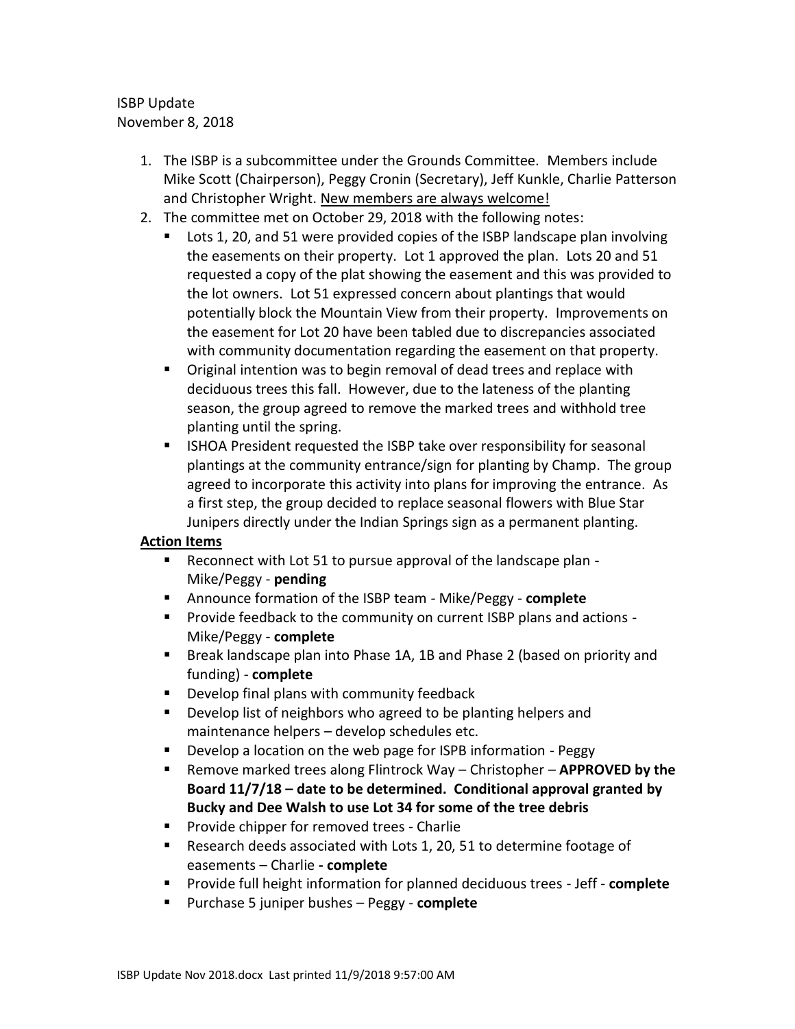ISBP Update
November 8, 2018

1. The ISBP is a subcommittee under the Grounds Committee. Members include Mike Scott (Chairperson), Peggy Cronin (Secretary), Jeff Kunkle, Charlie Patterson and Christopher Wright. <u>New members are always welcome!</u>
2. The committee met on October 29, 2018 with the following notes:
   - Lots 1, 20, and 51 were provided copies of the ISBP landscape plan involving the easements on their property. Lot 1 approved the plan. Lots 20 and 51 requested a copy of the plat showing the easement and this was provided to the lot owners. Lot 51 expressed concern about plantings that would potentially block the Mountain View from their property. Improvements on the easement for Lot 20 have been tabled due to discrepancies associated with community documentation regarding the easement on that property.
   - Original intention was to begin removal of dead trees and replace with deciduous trees this fall. However, due to the lateness of the planting season, the group agreed to remove the marked trees and withhold tree planting until the spring.
   - ISHOA President requested the ISBP take over responsibility for seasonal plantings at the community entrance/sign for planting by Champ. The group agreed to incorporate this activity into plans for improving the entrance. As a first step, the group decided to replace seasonal flowers with Blue Star Junipers directly under the Indian Springs sign as a permanent planting.

**<u>Action Items</u>**

- Reconnect with Lot 51 to pursue approval of the landscape plan - Mike/Peggy - **pending**
- Announce formation of the ISBP team - Mike/Peggy - **complete**
- Provide feedback to the community on current ISBP plans and actions - Mike/Peggy - **complete**
- Break landscape plan into Phase 1A, 1B and Phase 2 (based on priority and funding) - **complete**
- Develop final plans with community feedback
- Develop list of neighbors who agreed to be planting helpers and maintenance helpers – develop schedules etc.
- Develop a location on the web page for ISPB information - Peggy
- Remove marked trees along Flintrock Way – Christopher – **APPROVED by the Board 11/7/18 – date to be determined. Conditional approval granted by Bucky and Dee Walsh to use Lot 34 for some of the tree debris**
- Provide chipper for removed trees - Charlie
- Research deeds associated with Lots 1, 20, 51 to determine footage of easements – Charlie **- complete**
- Provide full height information for planned deciduous trees - Jeff - **complete**
- Purchase 5 juniper bushes – Peggy - **complete**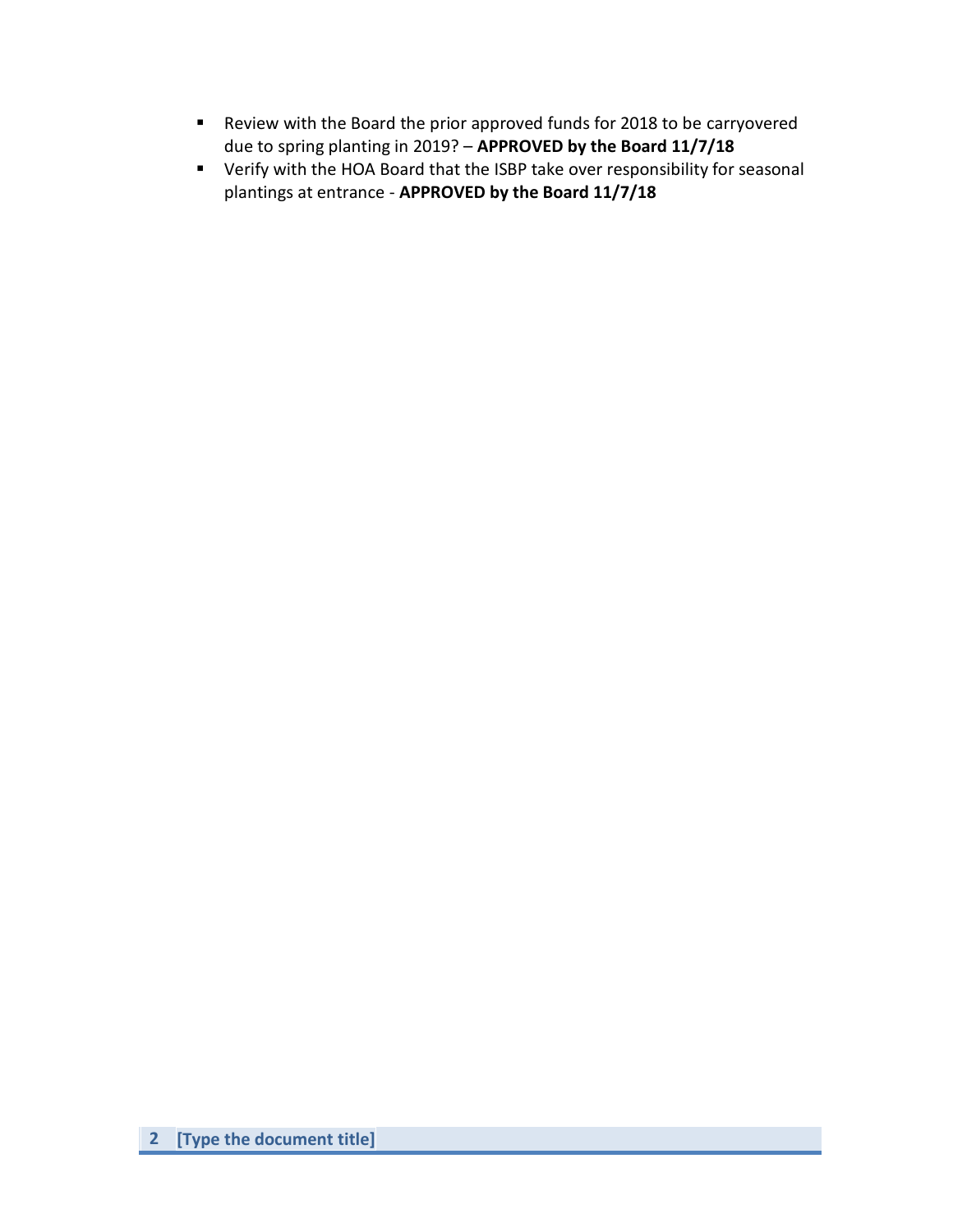- Review with the Board the prior approved funds for 2018 to be carryovered due to spring planting in 2019? – **APPROVED by the Board 11/7/18**
- Verify with the HOA Board that the ISBP take over responsibility for seasonal plantings at entrance - **APPROVED by the Board 11/7/18**